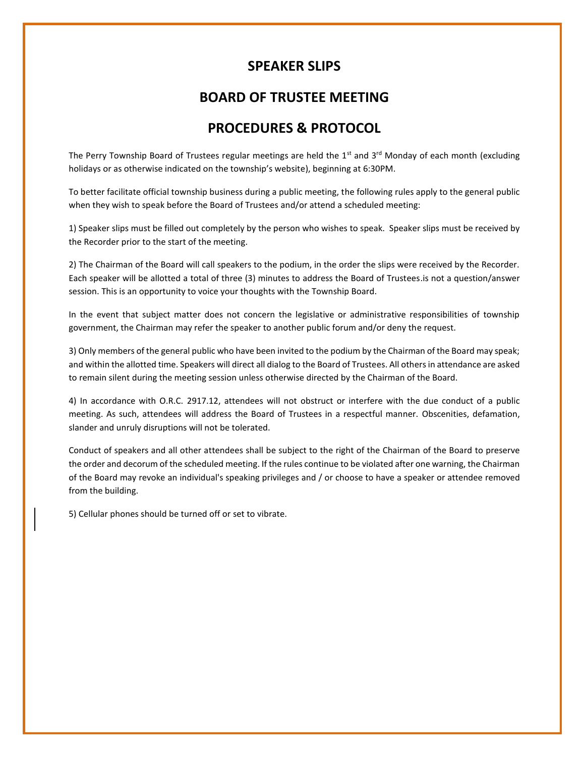# SPEAKER SLIPS

# BOARD OF TRUSTEE MEETING

# PROCEDURES & PROTOCOL

The Perry Township Board of Trustees regular meetings are held the 1st and 3rd Monday of each month (excluding holidays or as otherwise indicated on the township's website), beginning at 6:30PM.

To better facilitate official township business during a public meeting, the following rules apply to the general public when they wish to speak before the Board of Trustees and/or attend a scheduled meeting:

1) Speaker slips must be filled out completely by the person who wishes to speak. Speaker slips must be received by the Recorder prior to the start of the meeting.

2) The Chairman of the Board will call speakers to the podium, in the order the slips were received by the Recorder. Each speaker will be allotted a total of three (3) minutes to address the Board of Trustees.is not a question/answer session. This is an opportunity to voice your thoughts with the Township Board.

In the event that subject matter does not concern the legislative or administrative responsibilities of township government, the Chairman may refer the speaker to another public forum and/or deny the request.

3) Only members of the general public who have been invited to the podium by the Chairman of the Board may speak; and within the allotted time. Speakers will direct all dialog to the Board of Trustees. All others in attendance are asked to remain silent during the meeting session unless otherwise directed by the Chairman of the Board.

4) In accordance with O.R.C. 2917.12, attendees will not obstruct or interfere with the due conduct of a public meeting. As such, attendees will address the Board of Trustees in a respectful manner. Obscenities, defamation, slander and unruly disruptions will not be tolerated.

Conduct of speakers and all other attendees shall be subject to the right of the Chairman of the Board to preserve the order and decorum of the scheduled meeting. If the rules continue to be violated after one warning, the Chairman of the Board may revoke an individual's speaking privileges and / or choose to have a speaker or attendee removed from the building.

5) Cellular phones should be turned off or set to vibrate.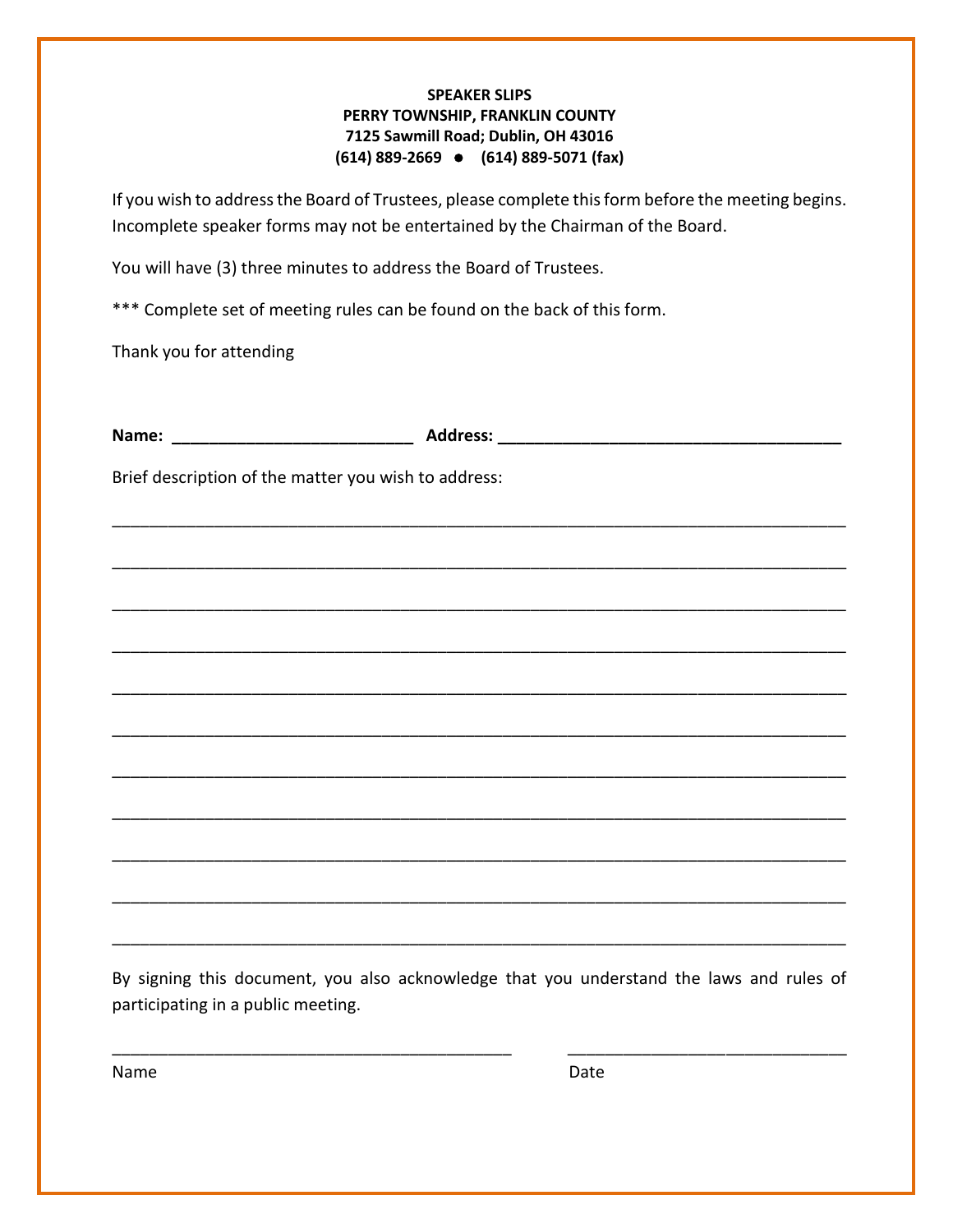**SPEAKER SLIPS**
**PERRY TOWNSHIP, FRANKLIN COUNTY**
**7125 Sawmill Road; Dublin, OH 43016**
**(614) 889-2669 • (614) 889-5071 (fax)**

If you wish to address the Board of Trustees, please complete this form before the meeting begins. Incomplete speaker forms may not be entertained by the Chairman of the Board.

You will have (3) three minutes to address the Board of Trustees.

*** Complete set of meeting rules can be found on the back of this form.

Thank you for attending

**Name:** __________________________ **Address:** ____________________________________

Brief description of the matter you wish to address:

___________________________________________________________________________

___________________________________________________________________________

___________________________________________________________________________

___________________________________________________________________________

___________________________________________________________________________

___________________________________________________________________________

___________________________________________________________________________

___________________________________________________________________________

___________________________________________________________________________

___________________________________________________________________________

___________________________________________________________________________

By signing this document, you also acknowledge that you understand the laws and rules of participating in a public meeting.

___________________________________________ ______________________________

Name Date